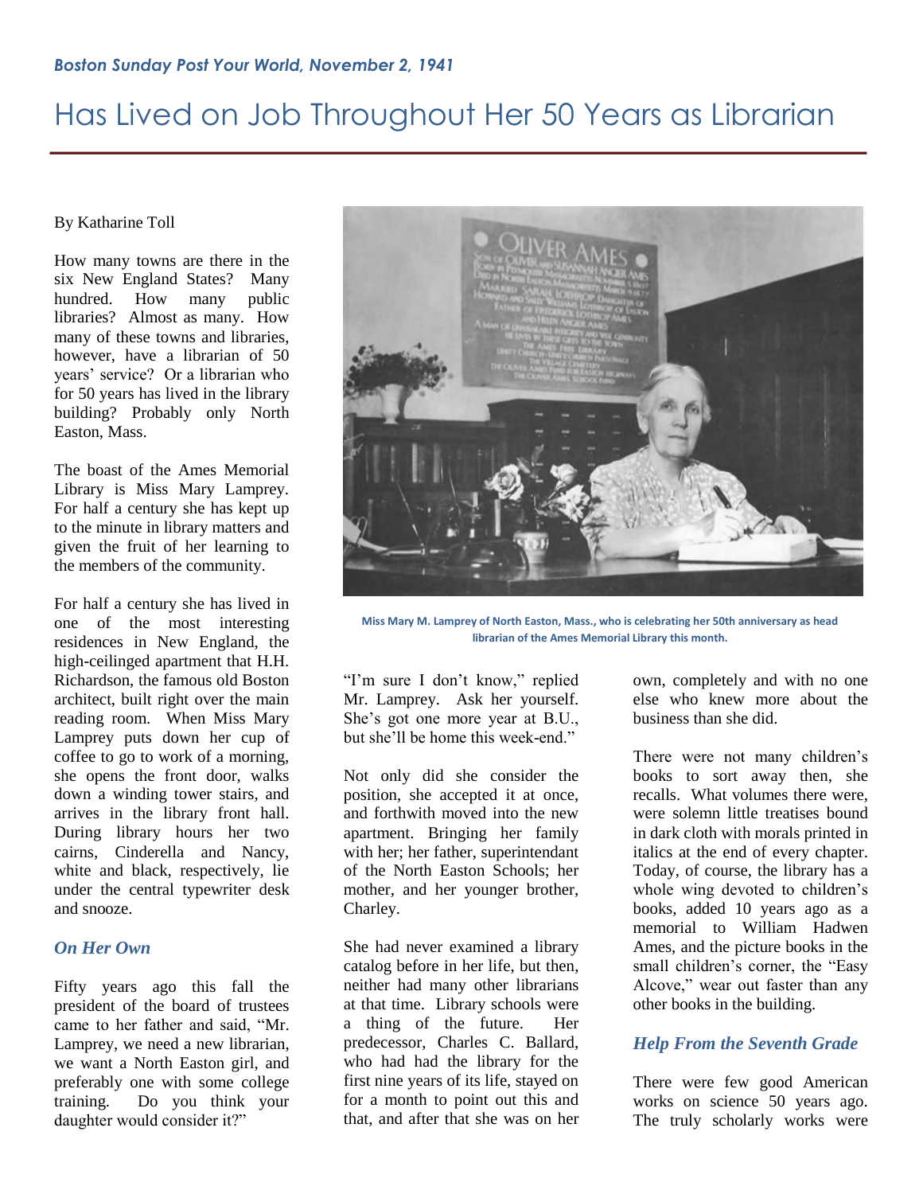*Boston Sunday Post Your World, November 2, 1941*

# Has Lived on Job Throughout Her 50 Years as Librarian

By Katharine Toll

How many towns are there in the six New England States? Many hundred. How many public libraries? Almost as many. How many of these towns and libraries, however, have a librarian of 50 years' service? Or a librarian who for 50 years has lived in the library building? Probably only North Easton, Mass.

The boast of the Ames Memorial Library is Miss Mary Lamprey. For half a century she has kept up to the minute in library matters and given the fruit of her learning to the members of the community.

For half a century she has lived in one of the most interesting residences in New England, the high-ceilinged apartment that H.H. Richardson, the famous old Boston architect, built right over the main reading room. When Miss Mary Lamprey puts down her cup of coffee to go to work of a morning, she opens the front door, walks down a winding tower stairs, and arrives in the library front hall. During library hours her two cairns, Cinderella and Nancy, white and black, respectively, lie under the central typewriter desk and snooze.

Miss Mary M. Lamprey of North Easton, Mass., who is celebrating her 50th anniversary as head librarian of the Ames Memorial Library this month.

### *On Her Own*

Fifty years ago this fall the president of the board of trustees came to her father and said, "Mr. Lamprey, we need a new librarian, we want a North Easton girl, and preferably one with some college training. Do you think your daughter would consider it?"

"I'm sure I don't know," replied Mr. Lamprey. Ask her yourself. She's got one more year at B.U., but she'll be home this week-end."

Not only did she consider the position, she accepted it at once, and forthwith moved into the new apartment. Bringing her family with her; her father, superintendant of the North Easton Schools; her mother, and her younger brother, Charley.

She had never examined a library catalog before in her life, but then, neither had many other librarians at that time. Library schools were a thing of the future. Her predecessor, Charles C. Ballard, who had had the library for the first nine years of its life, stayed on for a month to point out this and that, and after that she was on her own, completely and with no one else who knew more about the business than she did.

There were not many children's books to sort away then, she recalls. What volumes there were, were solemn little treatises bound in dark cloth with morals printed in italics at the end of every chapter. Today, of course, the library has a whole wing devoted to children's books, added 10 years ago as a memorial to William Hadwen Ames, and the picture books in the small children's corner, the "Easy Alcove," wear out faster than any other books in the building.

### *Help From the Seventh Grade*

There were few good American works on science 50 years ago. The truly scholarly works were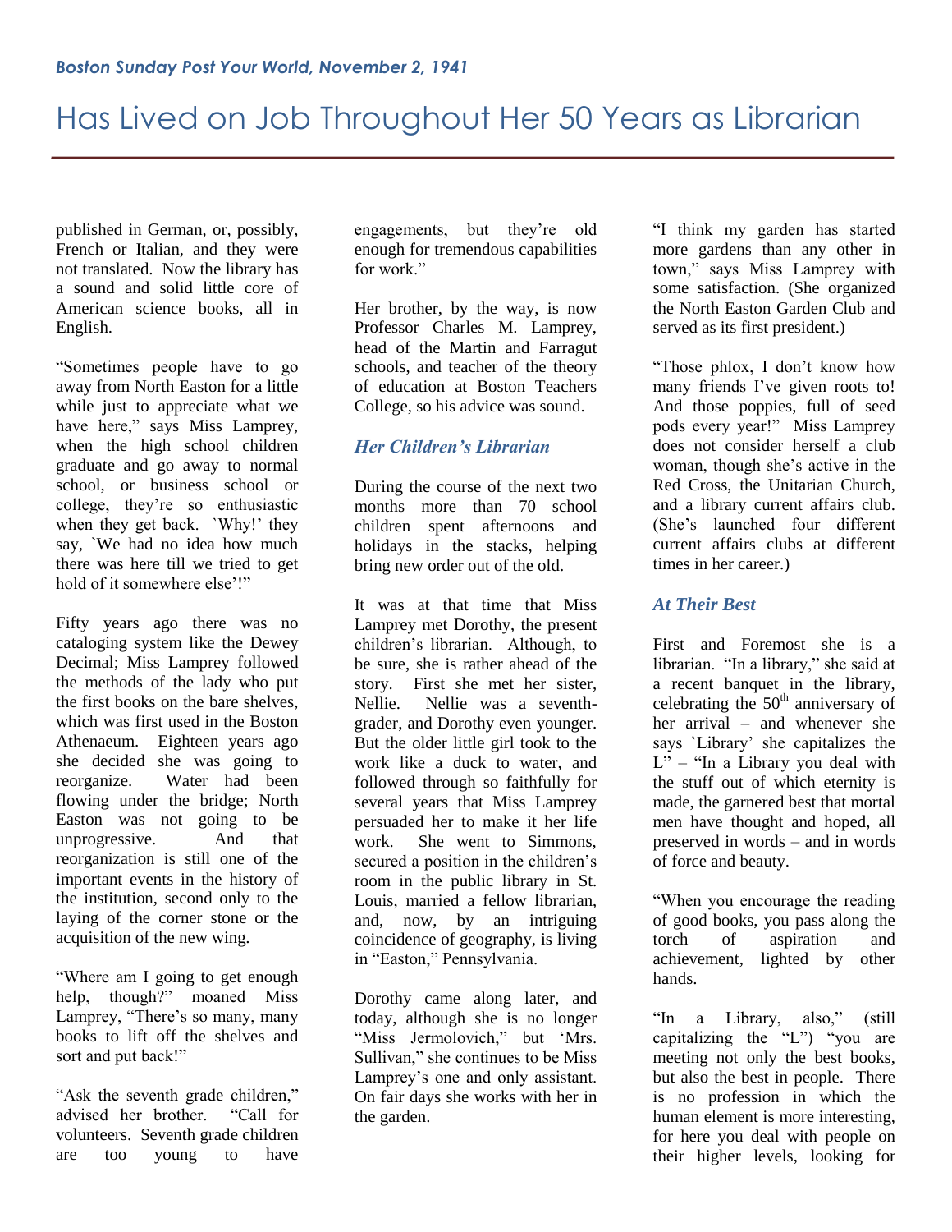*Boston Sunday Post Your World, November 2, 1941*

# Has Lived on Job Throughout Her 50 Years as Librarian

published in German, or, possibly, French or Italian, and they were not translated. Now the library has a sound and solid little core of American science books, all in English.

"Sometimes people have to go away from North Easton for a little while just to appreciate what we have here," says Miss Lamprey, when the high school children graduate and go away to normal school, or business school or college, they're so enthusiastic when they get back. `Why!' they say, `We had no idea how much there was here till we tried to get hold of it somewhere else'!"

Fifty years ago there was no cataloging system like the Dewey Decimal; Miss Lamprey followed the methods of the lady who put the first books on the bare shelves, which was first used in the Boston Athenaeum. Eighteen years ago she decided she was going to reorganize. Water had been flowing under the bridge; North Easton was not going to be unprogressive. And that reorganization is still one of the important events in the history of the institution, second only to the laying of the corner stone or the acquisition of the new wing.

"Where am I going to get enough help, though?" moaned Miss Lamprey, "There's so many, many books to lift off the shelves and sort and put back!"

"Ask the seventh grade children," advised her brother. "Call for volunteers. Seventh grade children are too young to have engagements, but they're old enough for tremendous capabilities for work."

Her brother, by the way, is now Professor Charles M. Lamprey, head of the Martin and Farragut schools, and teacher of the theory of education at Boston Teachers College, so his advice was sound.

### *Her Children's Librarian*

During the course of the next two months more than 70 school children spent afternoons and holidays in the stacks, helping bring new order out of the old.

It was at that time that Miss Lamprey met Dorothy, the present children's librarian. Although, to be sure, she is rather ahead of the story. First she met her sister, Nellie. Nellie was a seventh-grader, and Dorothy even younger. But the older little girl took to the work like a duck to water, and followed through so faithfully for several years that Miss Lamprey persuaded her to make it her life work. She went to Simmons, secured a position in the children's room in the public library in St. Louis, married a fellow librarian, and, now, by an intriguing coincidence of geography, is living in "Easton," Pennsylvania.

Dorothy came along later, and today, although she is no longer "Miss Jermolovich," but 'Mrs. Sullivan," she continues to be Miss Lamprey's one and only assistant. On fair days she works with her in the garden.

"I think my garden has started more gardens than any other in town," says Miss Lamprey with some satisfaction. (She organized the North Easton Garden Club and served as its first president.)

"Those phlox, I don't know how many friends I've given roots to! And those poppies, full of seed pods every year!" Miss Lamprey does not consider herself a club woman, though she's active in the Red Cross, the Unitarian Church, and a library current affairs club. (She's launched four different current affairs clubs at different times in her career.)

### *At Their Best*

First and Foremost she is a librarian. "In a library," she said at a recent banquet in the library, celebrating the 50th anniversary of her arrival – and whenever she says `Library' she capitalizes the L" – "In a Library you deal with the stuff out of which eternity is made, the garnered best that mortal men have thought and hoped, all preserved in words – and in words of force and beauty.

"When you encourage the reading of good books, you pass along the torch of aspiration and achievement, lighted by other hands.

"In a Library, also," (still capitalizing the "L") "you are meeting not only the best books, but also the best in people. There is no profession in which the human element is more interesting, for here you deal with people on their higher levels, looking for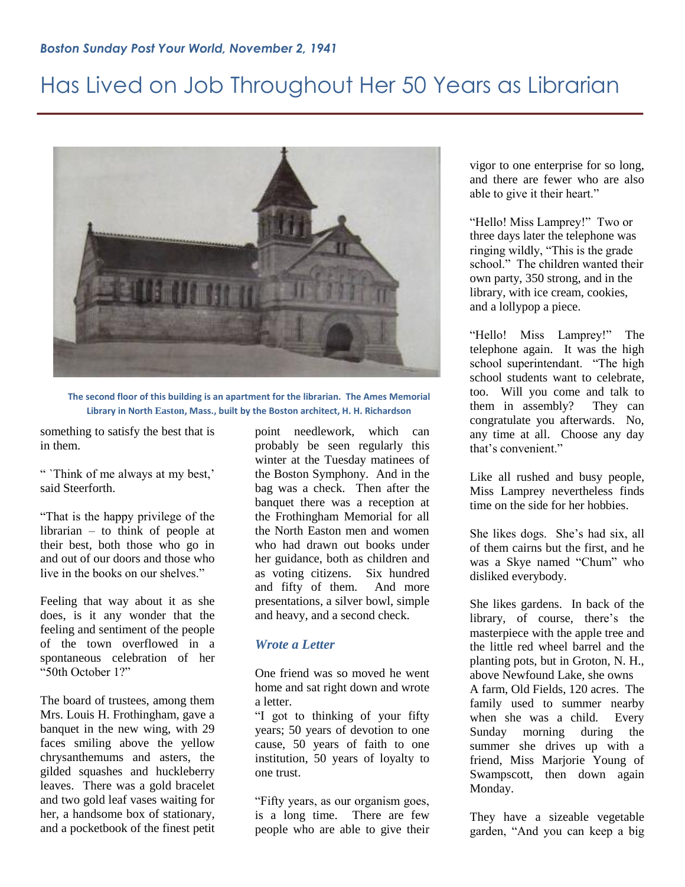*Boston Sunday Post Your World, November 2, 1941*

# Has Lived on Job Throughout Her 50 Years as Librarian

**The second floor of this building is an apartment for the librarian. The Ames Memorial Library in North Easton, Mass., built by the Boston architect, H. H. Richardson**

something to satisfy the best that is in them.

" `Think of me always at my best,' said Steerforth.

"That is the happy privilege of the librarian – to think of people at their best, both those who go in and out of our doors and those who live in the books on our shelves."

Feeling that way about it as she does, is it any wonder that the feeling and sentiment of the people of the town overflowed in a spontaneous celebration of her "50th October 1?"

The board of trustees, among them Mrs. Louis H. Frothingham, gave a banquet in the new wing, with 29 faces smiling above the yellow chrysanthemums and asters, the gilded squashes and huckleberry leaves. There was a gold bracelet and two gold leaf vases waiting for her, a handsome box of stationary, and a pocketbook of the finest petit point needlework, which can probably be seen regularly this winter at the Tuesday matinees of the Boston Symphony. And in the bag was a check. Then after the banquet there was a reception at the Frothingham Memorial for all the North Easton men and women who had drawn out books under her guidance, both as children and as voting citizens. Six hundred and fifty of them. And more presentations, a silver bowl, simple and heavy, and a second check.

### *Wrote a Letter*

One friend was so moved he went home and sat right down and wrote a letter.

"I got to thinking of your fifty years; 50 years of devotion to one cause, 50 years of faith to one institution, 50 years of loyalty to one trust.

"Fifty years, as our organism goes, is a long time. There are few people who are able to give their vigor to one enterprise for so long, and there are fewer who are also able to give it their heart."

"Hello! Miss Lamprey!" Two or three days later the telephone was ringing wildly, "This is the grade school." The children wanted their own party, 350 strong, and in the library, with ice cream, cookies, and a lollypop a piece.

"Hello! Miss Lamprey!" The telephone again. It was the high school superintendant. "The high school students want to celebrate, too. Will you come and talk to them in assembly? They can congratulate you afterwards. No, any time at all. Choose any day that's convenient."

Like all rushed and busy people, Miss Lamprey nevertheless finds time on the side for her hobbies.

She likes dogs. She's had six, all of them cairns but the first, and he was a Skye named "Chum" who disliked everybody.

She likes gardens. In back of the library, of course, there's the masterpiece with the apple tree and the little red wheel barrel and the planting pots, but in Groton, N. H., above Newfound Lake, she owns A farm, Old Fields, 120 acres. The family used to summer nearby when she was a child. Every Sunday morning during the summer she drives up with a friend, Miss Marjorie Young of Swampscott, then down again Monday.

They have a sizeable vegetable garden, "And you can keep a big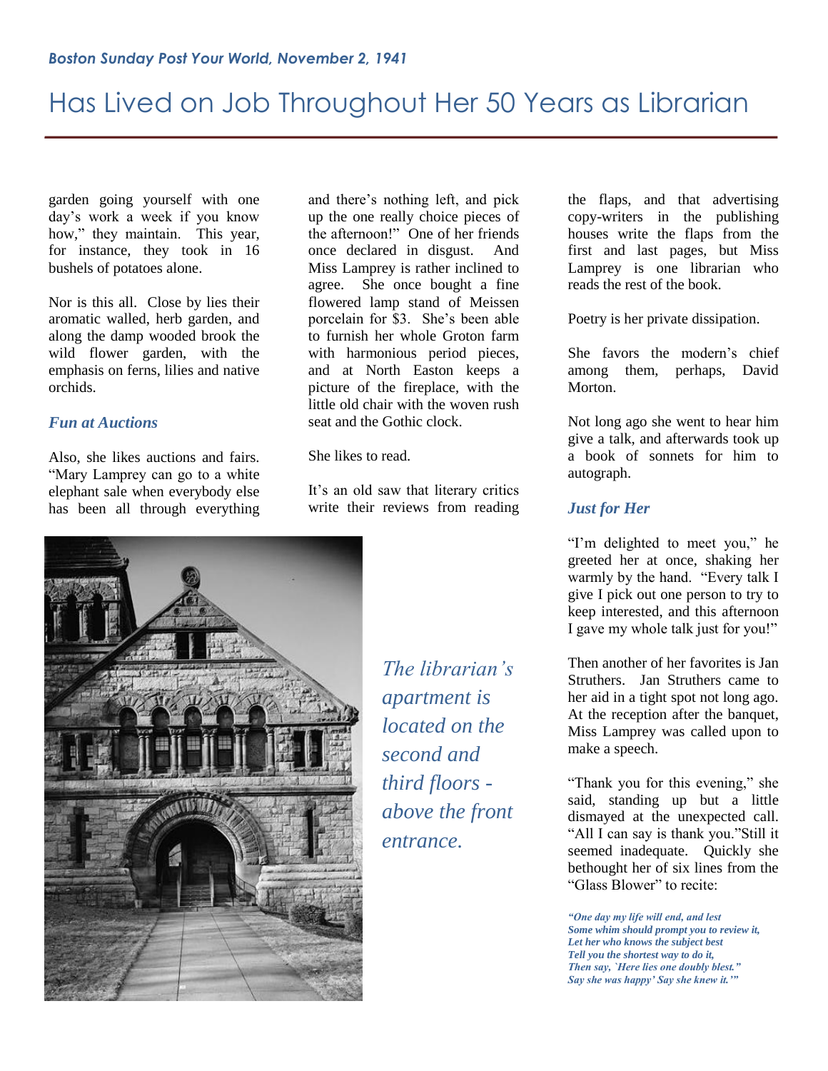*Boston Sunday Post Your World, November 2, 1941*

# Has Lived on Job Throughout Her 50 Years as Librarian

garden going yourself with one day's work a week if you know how," they maintain. This year, for instance, they took in 16 bushels of potatoes alone.

Nor is this all. Close by lies their aromatic walled, herb garden, and along the damp wooded brook the wild flower garden, with the emphasis on ferns, lilies and native orchids.

### *Fun at Auctions*

Also, she likes auctions and fairs. "Mary Lamprey can go to a white elephant sale when everybody else has been all through everything and there's nothing left, and pick up the one really choice pieces of the afternoon!" One of her friends once declared in disgust. And Miss Lamprey is rather inclined to agree. She once bought a fine flowered lamp stand of Meissen porcelain for $3. She's been able to furnish her whole Groton farm with harmonious period pieces, and at North Easton keeps a picture of the fireplace, with the little old chair with the woven rush seat and the Gothic clock.

She likes to read.

It's an old saw that literary critics write their reviews from reading the flaps, and that advertising copy-writers in the publishing houses write the flaps from the first and last pages, but Miss Lamprey is one librarian who reads the rest of the book.

*The librarian's apartment is located on the second and third floors - above the front entrance.*

Poetry is her private dissipation.

She favors the modern's chief among them, perhaps, David Morton.

Not long ago she went to hear him give a talk, and afterwards took up a book of sonnets for him to autograph.

### *Just for Her*

"I'm delighted to meet you," he greeted her at once, shaking her warmly by the hand. "Every talk I give I pick out one person to try to keep interested, and this afternoon I gave my whole talk just for you!"

Then another of her favorites is Jan Struthers. Jan Struthers came to her aid in a tight spot not long ago. At the reception after the banquet, Miss Lamprey was called upon to make a speech.

"Thank you for this evening," she said, standing up but a little dismayed at the unexpected call. "All I can say is thank you."Still it seemed inadequate. Quickly she bethought her of six lines from the "Glass Blower" to recite:

***"One day my life will end, and lest***
***Some whim should prompt you to review it,***
***Let her who knows the subject best***
***Tell you the shortest way to do it,***
***Then say, `Here lies one doubly blest."***
***Say she was happy' Say she knew it.'"***